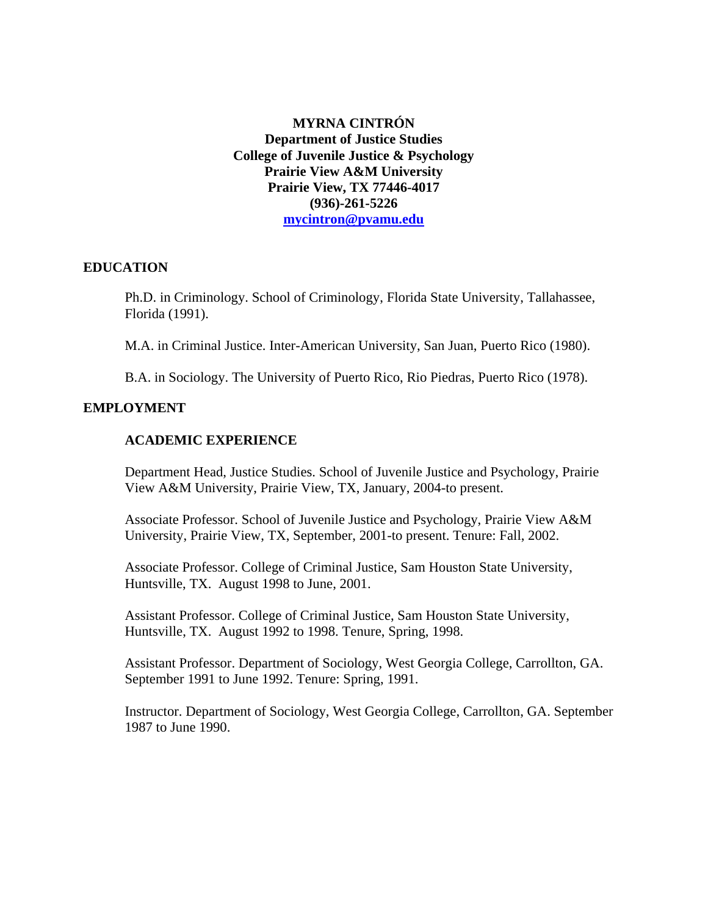**MYRNA CINTRÓN**
**Department of Justice Studies**
**College of Juvenile Justice & Psychology**
**Prairie View A&M University**
**Prairie View, TX 77446-4017**
**(936)-261-5226**
**mycintron@pvamu.edu**

## EDUCATION

Ph.D. in Criminology. School of Criminology, Florida State University, Tallahassee, Florida (1991).

M.A. in Criminal Justice. Inter-American University, San Juan, Puerto Rico (1980).

B.A. in Sociology. The University of Puerto Rico, Rio Piedras, Puerto Rico (1978).

## EMPLOYMENT

### ACADEMIC EXPERIENCE

Department Head, Justice Studies. School of Juvenile Justice and Psychology, Prairie View A&M University, Prairie View, TX, January, 2004-to present.

Associate Professor. School of Juvenile Justice and Psychology, Prairie View A&M University, Prairie View, TX, September, 2001-to present. Tenure: Fall, 2002.

Associate Professor. College of Criminal Justice, Sam Houston State University, Huntsville, TX. August 1998 to June, 2001.

Assistant Professor. College of Criminal Justice, Sam Houston State University, Huntsville, TX. August 1992 to 1998. Tenure, Spring, 1998.

Assistant Professor. Department of Sociology, West Georgia College, Carrollton, GA. September 1991 to June 1992. Tenure: Spring, 1991.

Instructor. Department of Sociology, West Georgia College, Carrollton, GA. September 1987 to June 1990.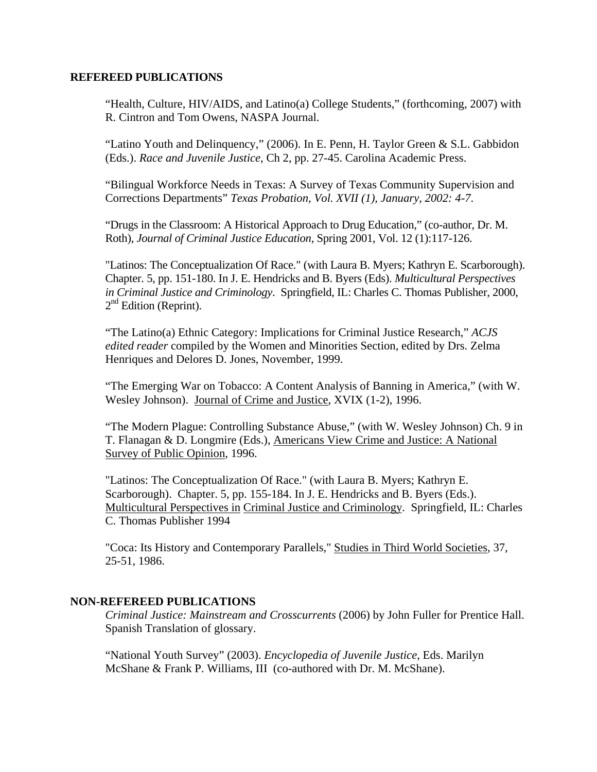## REFEREED PUBLICATIONS

"Health, Culture, HIV/AIDS, and Latino(a) College Students," (forthcoming, 2007) with R. Cintron and Tom Owens, NASPA Journal.

"Latino Youth and Delinquency," (2006). In E. Penn, H. Taylor Green & S.L. Gabbidon (Eds.). *Race and Juvenile Justice*, Ch 2, pp. 27-45. Carolina Academic Press.

"Bilingual Workforce Needs in Texas: A Survey of Texas Community Supervision and Corrections Departments" *Texas Probation, Vol. XVII (1), January, 2002: 4-7*.

"Drugs in the Classroom: A Historical Approach to Drug Education," (co-author, Dr. M. Roth), *Journal of Criminal Justice Education*, Spring 2001, Vol. 12 (1):117-126.

"Latinos: The Conceptualization Of Race." (with Laura B. Myers; Kathryn E. Scarborough). Chapter. 5, pp. 151-180. In J. E. Hendricks and B. Byers (Eds). *Multicultural Perspectives in Criminal Justice and Criminology*. Springfield, IL: Charles C. Thomas Publisher, 2000, 2nd Edition (Reprint).

"The Latino(a) Ethnic Category: Implications for Criminal Justice Research," *ACJS edited reader* compiled by the Women and Minorities Section, edited by Drs. Zelma Henriques and Delores D. Jones, November, 1999.

"The Emerging War on Tobacco: A Content Analysis of Banning in America," (with W. Wesley Johnson). Journal of Crime and Justice, XVIX (1-2), 1996.

"The Modern Plague: Controlling Substance Abuse," (with W. Wesley Johnson) Ch. 9 in T. Flanagan & D. Longmire (Eds.), Americans View Crime and Justice: A National Survey of Public Opinion, 1996.

"Latinos: The Conceptualization Of Race." (with Laura B. Myers; Kathryn E. Scarborough). Chapter. 5, pp. 155-184. In J. E. Hendricks and B. Byers (Eds.). Multicultural Perspectives in Criminal Justice and Criminology. Springfield, IL: Charles C. Thomas Publisher 1994

"Coca: Its History and Contemporary Parallels," Studies in Third World Societies, 37, 25-51, 1986.

## NON-REFEREED PUBLICATIONS

*Criminal Justice: Mainstream and Crosscurrents* (2006) by John Fuller for Prentice Hall. Spanish Translation of glossary.

"National Youth Survey" (2003). *Encyclopedia of Juvenile Justice*, Eds. Marilyn McShane & Frank P. Williams, III (co-authored with Dr. M. McShane).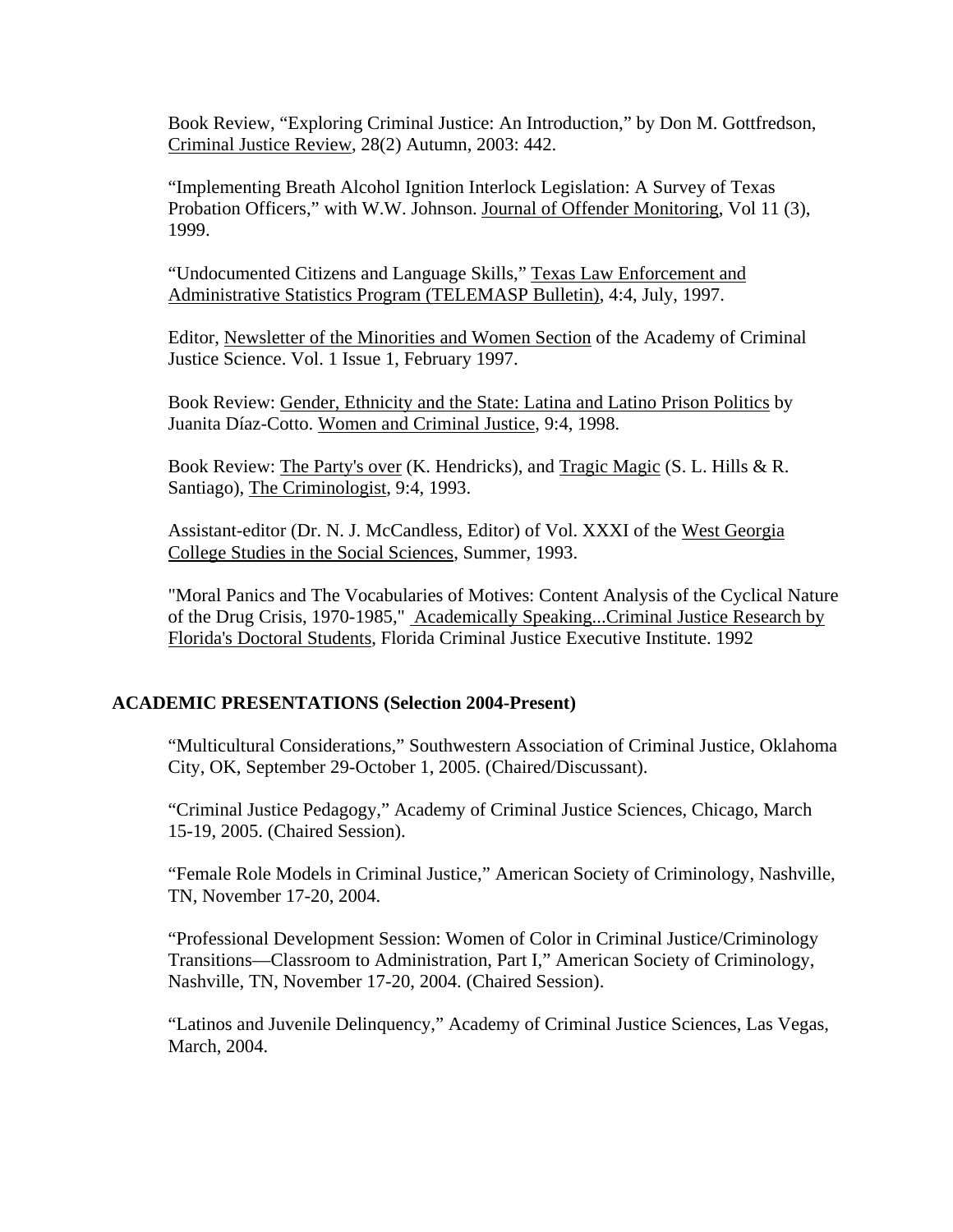Book Review, "Exploring Criminal Justice: An Introduction," by Don M. Gottfredson, Criminal Justice Review, 28(2) Autumn, 2003: 442.

"Implementing Breath Alcohol Ignition Interlock Legislation: A Survey of Texas Probation Officers," with W.W. Johnson. Journal of Offender Monitoring, Vol 11 (3), 1999.

"Undocumented Citizens and Language Skills," Texas Law Enforcement and Administrative Statistics Program (TELEMASP Bulletin), 4:4, July, 1997.

Editor, Newsletter of the Minorities and Women Section of the Academy of Criminal Justice Science. Vol. 1 Issue 1, February 1997.

Book Review: Gender, Ethnicity and the State: Latina and Latino Prison Politics by Juanita Díaz-Cotto. Women and Criminal Justice, 9:4, 1998.

Book Review: The Party's over (K. Hendricks), and Tragic Magic (S. L. Hills & R. Santiago), The Criminologist, 9:4, 1993.

Assistant-editor (Dr. N. J. McCandless, Editor) of Vol. XXXI of the West Georgia College Studies in the Social Sciences, Summer, 1993.

"Moral Panics and The Vocabularies of Motives: Content Analysis of the Cyclical Nature of the Drug Crisis, 1970-1985," Academically Speaking...Criminal Justice Research by Florida's Doctoral Students, Florida Criminal Justice Executive Institute. 1992

## ACADEMIC PRESENTATIONS (Selection 2004-Present)

"Multicultural Considerations," Southwestern Association of Criminal Justice, Oklahoma City, OK, September 29-October 1, 2005. (Chaired/Discussant).

"Criminal Justice Pedagogy," Academy of Criminal Justice Sciences, Chicago, March 15-19, 2005. (Chaired Session).

"Female Role Models in Criminal Justice," American Society of Criminology, Nashville, TN, November 17-20, 2004.

"Professional Development Session: Women of Color in Criminal Justice/Criminology Transitions—Classroom to Administration, Part I," American Society of Criminology, Nashville, TN, November 17-20, 2004. (Chaired Session).

"Latinos and Juvenile Delinquency," Academy of Criminal Justice Sciences, Las Vegas, March, 2004.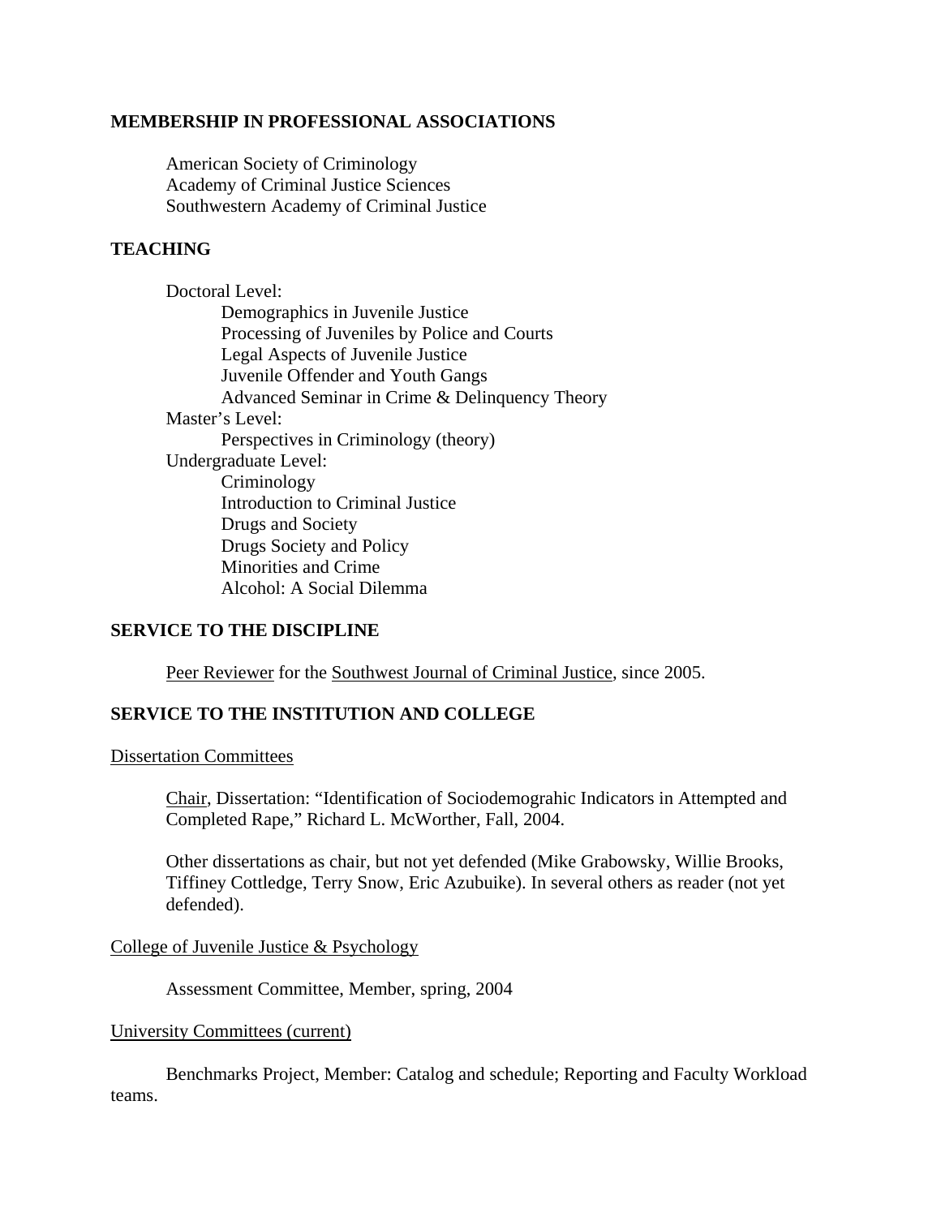## MEMBERSHIP IN PROFESSIONAL ASSOCIATIONS

American Society of Criminology
Academy of Criminal Justice Sciences
Southwestern Academy of Criminal Justice

## TEACHING

Doctoral Level:

- Demographics in Juvenile Justice
- Processing of Juveniles by Police and Courts
- Legal Aspects of Juvenile Justice
- Juvenile Offender and Youth Gangs
- Advanced Seminar in Crime & Delinquency Theory

Master's Level:

- Perspectives in Criminology (theory)

Undergraduate Level:

- Criminology
- Introduction to Criminal Justice
- Drugs and Society
- Drugs Society and Policy
- Minorities and Crime
- Alcohol: A Social Dilemma

## SERVICE TO THE DISCIPLINE

Peer Reviewer for the Southwest Journal of Criminal Justice, since 2005.

## SERVICE TO THE INSTITUTION AND COLLEGE

### Dissertation Committees

Chair, Dissertation: "Identification of Sociodemograhic Indicators in Attempted and Completed Rape," Richard L. McWorther, Fall, 2004.

Other dissertations as chair, but not yet defended (Mike Grabowsky, Willie Brooks, Tiffiney Cottledge, Terry Snow, Eric Azubuike). In several others as reader (not yet defended).

### College of Juvenile Justice & Psychology

Assessment Committee, Member, spring, 2004

### University Committees (current)

Benchmarks Project, Member: Catalog and schedule; Reporting and Faculty Workload teams.